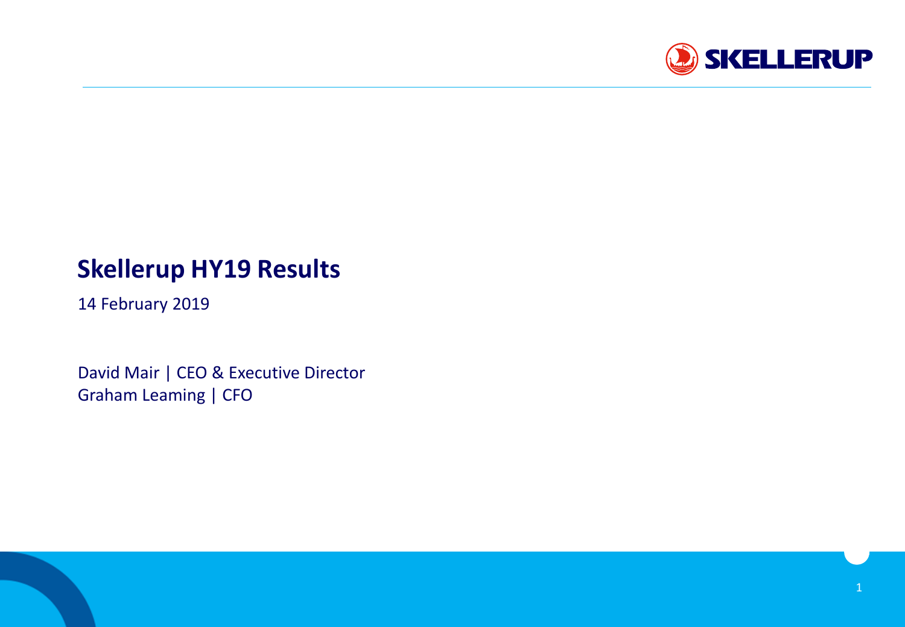# Skellerup HY19 Results

14 February 2019

David Mair | CEO & Executive Director
Graham Leaming | CFO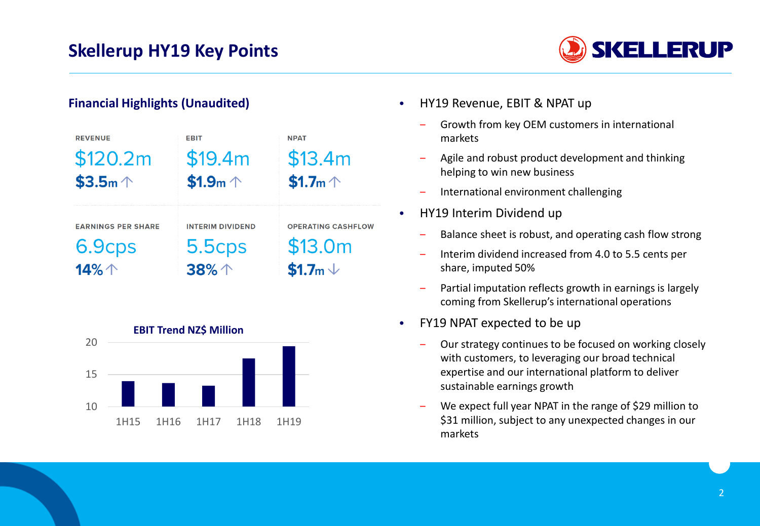# Skellerup HY19 Key Points

## Financial Highlights (Unaudited)

| REVENUE | EBIT | NPAT |
|---|---|---|
| $120.2m | $19.4m | $13.4m |
| $3.5m ↑ | $1.9m ↑ | $1.7m ↑ |

| EARNINGS PER SHARE | INTERIM DIVIDEND | OPERATING CASHFLOW |
|---|---|---|
| 6.9cps | 5.5cps | $13.0m |
| 14% ↑ | 38% ↑ | $1.7m ↓ |

**EBIT Trend NZ$ Million**

| | 1H15 | 1H16 | 1H17 | 1H18 | 1H19 |
|---|---|---|---|---|---|
| EBIT (approx.) | ~14 | ~13.6 | ~13.2 | ~17.5 | ~19.4 |

- HY19 Revenue, EBIT & NPAT up
  - Growth from key OEM customers in international markets
  - Agile and robust product development and thinking helping to win new business
  - International environment challenging
- HY19 Interim Dividend up
  - Balance sheet is robust, and operating cash flow strong
  - Interim dividend increased from 4.0 to 5.5 cents per share, imputed 50%
  - Partial imputation reflects growth in earnings is largely coming from Skellerup's international operations
- FY19 NPAT expected to be up
  - Our strategy continues to be focused on working closely with customers, to leveraging our broad technical expertise and our international platform to deliver sustainable earnings growth
  - We expect full year NPAT in the range of $29 million to $31 million, subject to any unexpected changes in our markets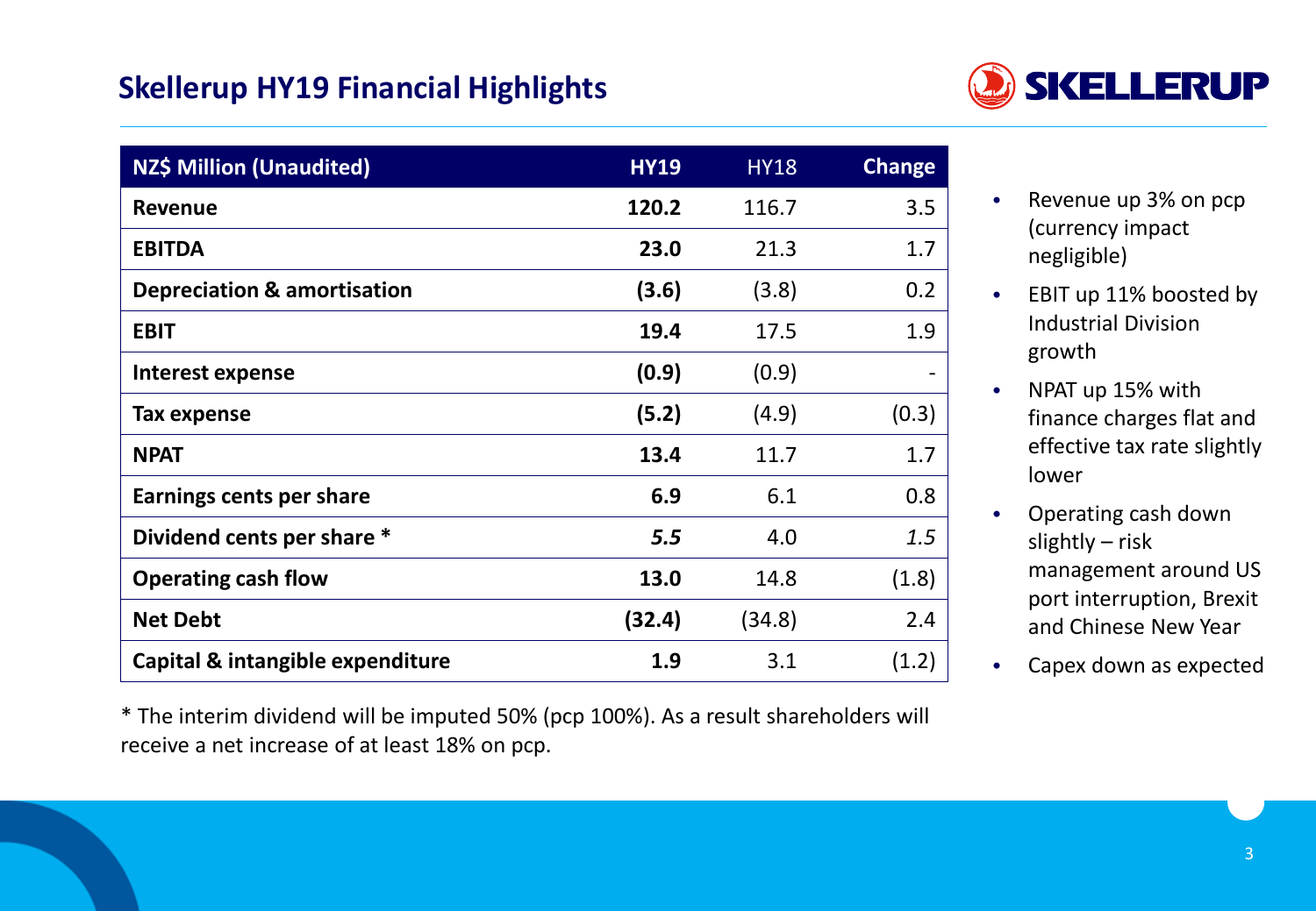# Skellerup HY19 Financial Highlights

| NZ$ Million (Unaudited) | HY19 | HY18 | Change |
|---|---|---|---|
| **Revenue** | **120.2** | 116.7 | 3.5 |
| **EBITDA** | **23.0** | 21.3 | 1.7 |
| **Depreciation & amortisation** | **(3.6)** | (3.8) | 0.2 |
| **EBIT** | **19.4** | 17.5 | 1.9 |
| **Interest expense** | **(0.9)** | (0.9) | - |
| **Tax expense** | **(5.2)** | (4.9) | (0.3) |
| **NPAT** | **13.4** | 11.7 | 1.7 |
| **Earnings cents per share** | **6.9** | 6.1 | 0.8 |
| **Dividend cents per share *** | ***5.5*** | 4.0 | *1.5* |
| **Operating cash flow** | **13.0** | 14.8 | (1.8) |
| **Net Debt** | **(32.4)** | (34.8) | 2.4 |
| **Capital & intangible expenditure** | **1.9** | 3.1 | (1.2) |

* The interim dividend will be imputed 50% (pcp 100%). As a result shareholders will receive a net increase of at least 18% on pcp.

- Revenue up 3% on pcp (currency impact negligible)
- EBIT up 11% boosted by Industrial Division growth
- NPAT up 15% with finance charges flat and effective tax rate slightly lower
- Operating cash down slightly – risk management around US port interruption, Brexit and Chinese New Year
- Capex down as expected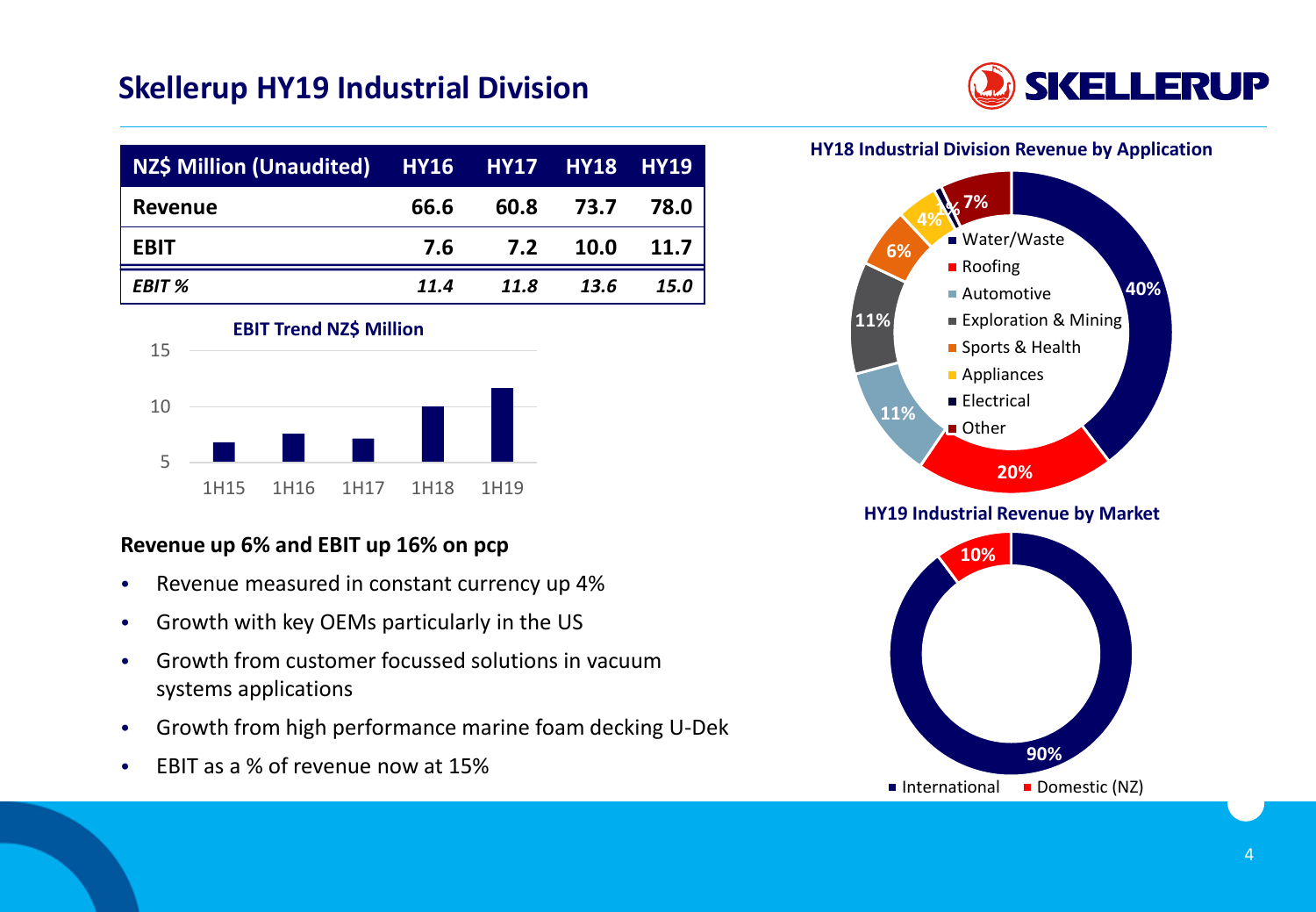# Skellerup HY19 Industrial Division

| NZ$ Million (Unaudited) | HY16 | HY17 | HY18 | HY19 |
|---|---|---|---|---|
| Revenue | 66.6 | 60.8 | 73.7 | 78.0 |
| EBIT | 7.6 | 7.2 | 10.0 | 11.7 |
| *EBIT %* | *11.4* | *11.8* | *13.6* | *15.0* |

**EBIT Trend NZ$ Million**

**Revenue up 6% and EBIT up 16% on pcp**

- Revenue measured in constant currency up 4%
- Growth with key OEMs particularly in the US
- Growth from customer focussed solutions in vacuum systems applications
- Growth from high performance marine foam decking U-Dek
- EBIT as a % of revenue now at 15%

**HY18 Industrial Division Revenue by Application**

| Application | % |
|---|---|
| Water/Waste | 40% |
| Roofing | 20% |
| Automotive | 11% |
| Exploration & Mining | 11% |
| Sports & Health | 6% |
| Appliances | 4% |
| Electrical | 1% |
| Other | 7% |

**HY19 Industrial Revenue by Market**

| Market | % |
|---|---|
| International | 90% |
| Domestic (NZ) | 10% |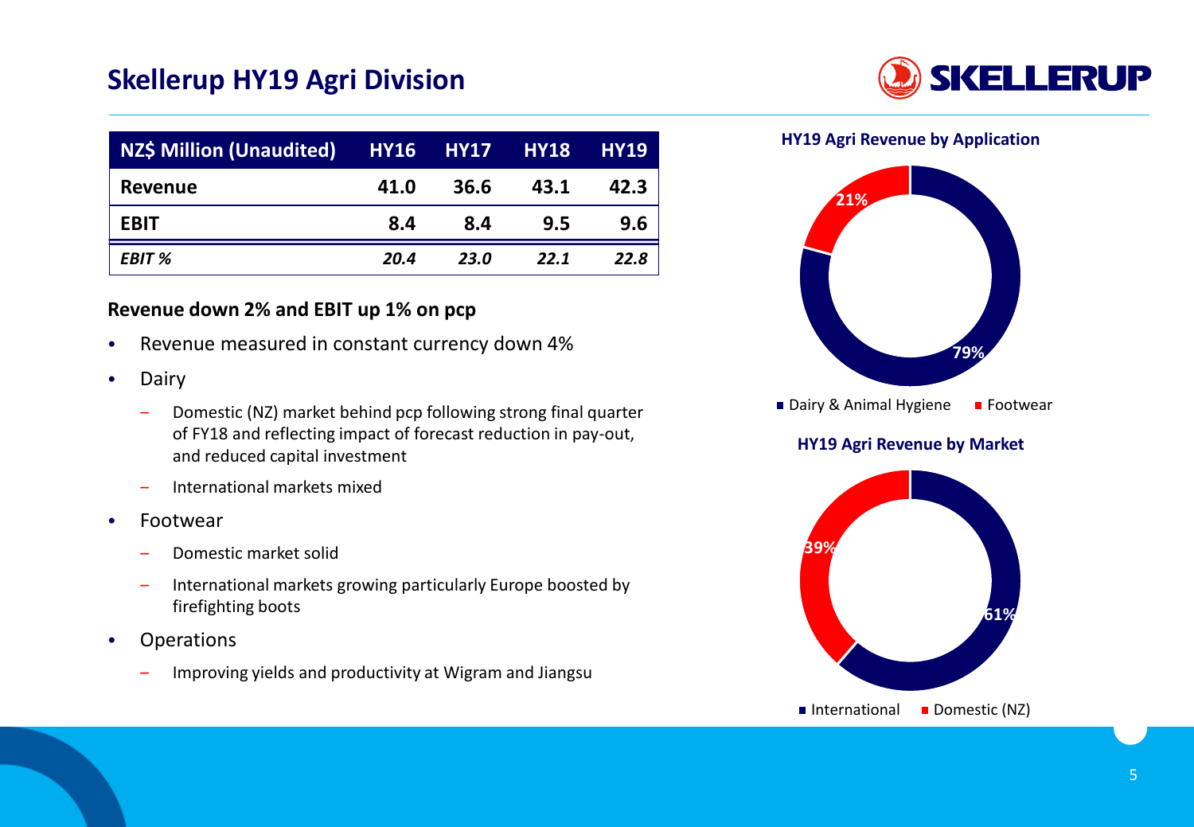# Skellerup HY19 Agri Division

| NZ$ Million (Unaudited) | HY16 | HY17 | HY18 | HY19 |
|---|---|---|---|---|
| **Revenue** | **41.0** | **36.6** | **43.1** | **42.3** |
| **EBIT** | **8.4** | **8.4** | **9.5** | **9.6** |
| ***EBIT %*** | ***20.4*** | ***23.0*** | ***22.1*** | ***22.8*** |

**Revenue down 2% and EBIT up 1% on pcp**

- Revenue measured in constant currency down 4%
- Dairy
  - Domestic (NZ) market behind pcp following strong final quarter of FY18 and reflecting impact of forecast reduction in pay-out, and reduced capital investment
  - International markets mixed
- Footwear
  - Domestic market solid
  - International markets growing particularly Europe boosted by firefighting boots
- Operations
  - Improving yields and productivity at Wigram and Jiangsu

**HY19 Agri Revenue by Application**

- Dairy & Animal Hygiene: 79%
- Footwear: 21%

**HY19 Agri Revenue by Market**

- International: 61%
- Domestic (NZ): 39%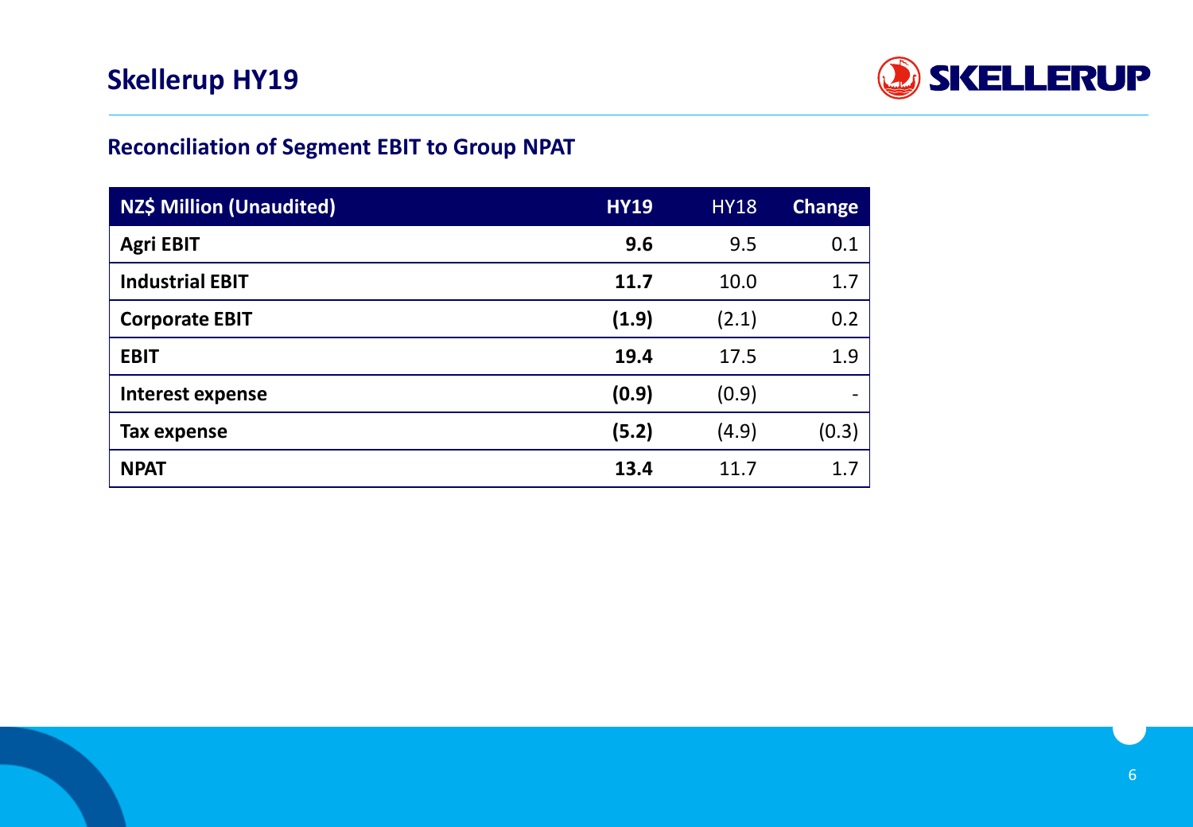# Skellerup HY19

## Reconciliation of Segment EBIT to Group NPAT

| NZ$ Million (Unaudited) | HY19 | HY18 | Change |
|---|---|---|---|
| **Agri EBIT** | **9.6** | 9.5 | 0.1 |
| **Industrial EBIT** | **11.7** | 10.0 | 1.7 |
| **Corporate EBIT** | **(1.9)** | (2.1) | 0.2 |
| **EBIT** | **19.4** | 17.5 | 1.9 |
| **Interest expense** | **(0.9)** | (0.9) | - |
| **Tax expense** | **(5.2)** | (4.9) | (0.3) |
| **NPAT** | **13.4** | 11.7 | 1.7 |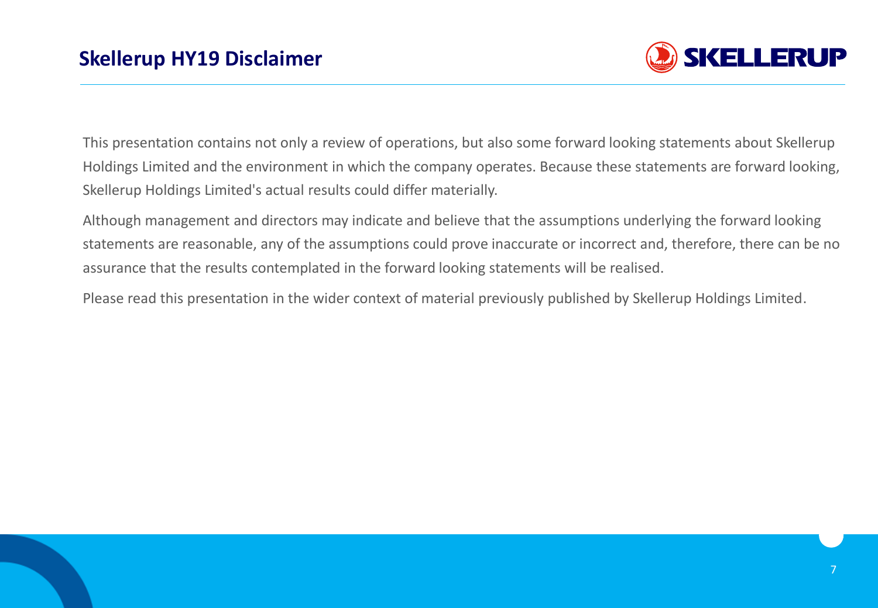# Skellerup HY19 Disclaimer

This presentation contains not only a review of operations, but also some forward looking statements about Skellerup Holdings Limited and the environment in which the company operates. Because these statements are forward looking, Skellerup Holdings Limited's actual results could differ materially.

Although management and directors may indicate and believe that the assumptions underlying the forward looking statements are reasonable, any of the assumptions could prove inaccurate or incorrect and, therefore, there can be no assurance that the results contemplated in the forward looking statements will be realised.

Please read this presentation in the wider context of material previously published by Skellerup Holdings Limited.